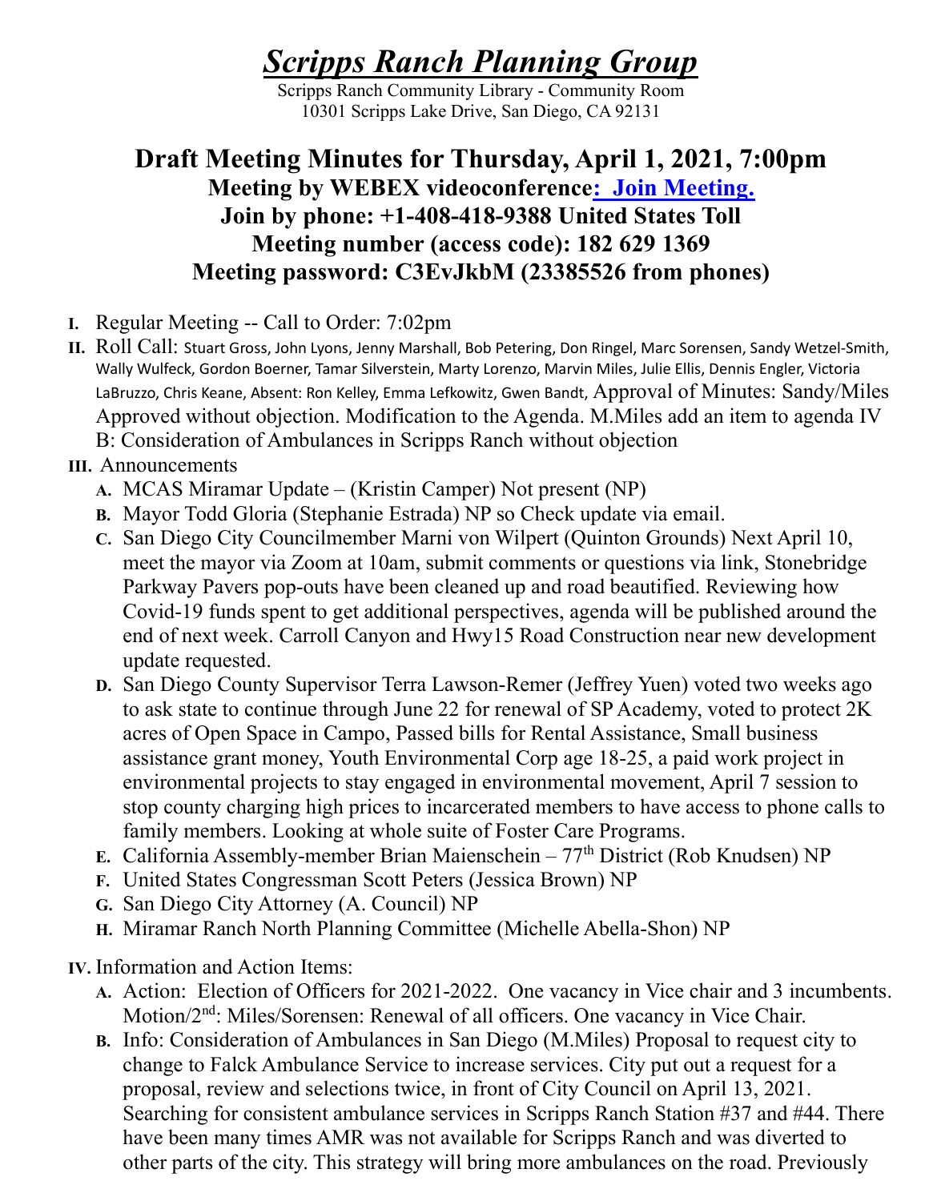# *Scripps Ranch Planning Group*

Scripps Ranch Community Library - Community Room
10301 Scripps Lake Drive, San Diego, CA 92131

## Draft Meeting Minutes for Thursday, April 1, 2021, 7:00pm

### Meeting by WEBEX videoconference: Join Meeting.
### Join by phone: +1-408-418-9388 United States Toll
### Meeting number (access code): 182 629 1369
### Meeting password: C3EvJkbM (23385526 from phones)

**I.** Regular Meeting -- Call to Order: 7:02pm

**II.** Roll Call: Stuart Gross, John Lyons, Jenny Marshall, Bob Petering, Don Ringel, Marc Sorensen, Sandy Wetzel-Smith, Wally Wulfeck, Gordon Boerner, Tamar Silverstein, Marty Lorenzo, Marvin Miles, Julie Ellis, Dennis Engler, Victoria LaBruzzo, Chris Keane, Absent: Ron Kelley, Emma Lefkowitz, Gwen Bandt, Approval of Minutes: Sandy/Miles Approved without objection. Modification to the Agenda. M.Miles add an item to agenda IV B: Consideration of Ambulances in Scripps Ranch without objection

**III.** Announcements

- **A.** MCAS Miramar Update – (Kristin Camper) Not present (NP)
- **B.** Mayor Todd Gloria (Stephanie Estrada) NP so Check update via email.
- **C.** San Diego City Councilmember Marni von Wilpert (Quinton Grounds) Next April 10, meet the mayor via Zoom at 10am, submit comments or questions via link, Stonebridge Parkway Pavers pop-outs have been cleaned up and road beautified. Reviewing how Covid-19 funds spent to get additional perspectives, agenda will be published around the end of next week. Carroll Canyon and Hwy15 Road Construction near new development update requested.
- **D.** San Diego County Supervisor Terra Lawson-Remer (Jeffrey Yuen) voted two weeks ago to ask state to continue through June 22 for renewal of SP Academy, voted to protect 2K acres of Open Space in Campo, Passed bills for Rental Assistance, Small business assistance grant money, Youth Environmental Corp age 18-25, a paid work project in environmental projects to stay engaged in environmental movement, April 7 session to stop county charging high prices to incarcerated members to have access to phone calls to family members. Looking at whole suite of Foster Care Programs.
- **E.** California Assembly-member Brian Maienschein – 77th District (Rob Knudsen) NP
- **F.** United States Congressman Scott Peters (Jessica Brown) NP
- **G.** San Diego City Attorney (A. Council) NP
- **H.** Miramar Ranch North Planning Committee (Michelle Abella-Shon) NP

**IV.** Information and Action Items:

- **A.** Action: Election of Officers for 2021-2022. One vacancy in Vice chair and 3 incumbents. Motion/2nd: Miles/Sorensen: Renewal of all officers. One vacancy in Vice Chair.
- **B.** Info: Consideration of Ambulances in San Diego (M.Miles) Proposal to request city to change to Falck Ambulance Service to increase services. City put out a request for a proposal, review and selections twice, in front of City Council on April 13, 2021. Searching for consistent ambulance services in Scripps Ranch Station #37 and #44. There have been many times AMR was not available for Scripps Ranch and was diverted to other parts of the city. This strategy will bring more ambulances on the road. Previously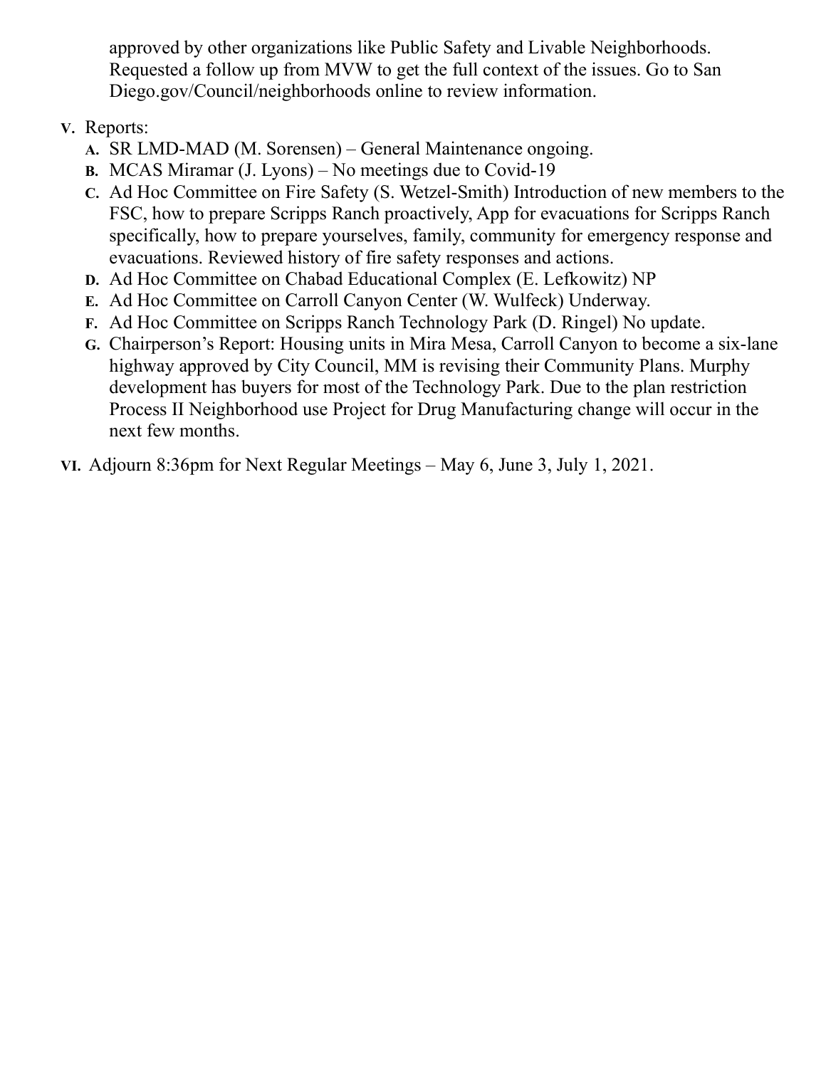approved by other organizations like Public Safety and Livable Neighborhoods. Requested a follow up from MVW to get the full context of the issues. Go to San Diego.gov/Council/neighborhoods online to review information.

V. Reports:

A. SR LMD-MAD (M. Sorensen) – General Maintenance ongoing.
B. MCAS Miramar (J. Lyons) – No meetings due to Covid-19
C. Ad Hoc Committee on Fire Safety (S. Wetzel-Smith) Introduction of new members to the FSC, how to prepare Scripps Ranch proactively, App for evacuations for Scripps Ranch specifically, how to prepare yourselves, family, community for emergency response and evacuations. Reviewed history of fire safety responses and actions.
D. Ad Hoc Committee on Chabad Educational Complex (E. Lefkowitz) NP
E. Ad Hoc Committee on Carroll Canyon Center (W. Wulfeck) Underway.
F. Ad Hoc Committee on Scripps Ranch Technology Park (D. Ringel) No update.
G. Chairperson's Report: Housing units in Mira Mesa, Carroll Canyon to become a six-lane highway approved by City Council, MM is revising their Community Plans. Murphy development has buyers for most of the Technology Park. Due to the plan restriction Process II Neighborhood use Project for Drug Manufacturing change will occur in the next few months.

VI. Adjourn 8:36pm for Next Regular Meetings – May 6, June 3, July 1, 2021.